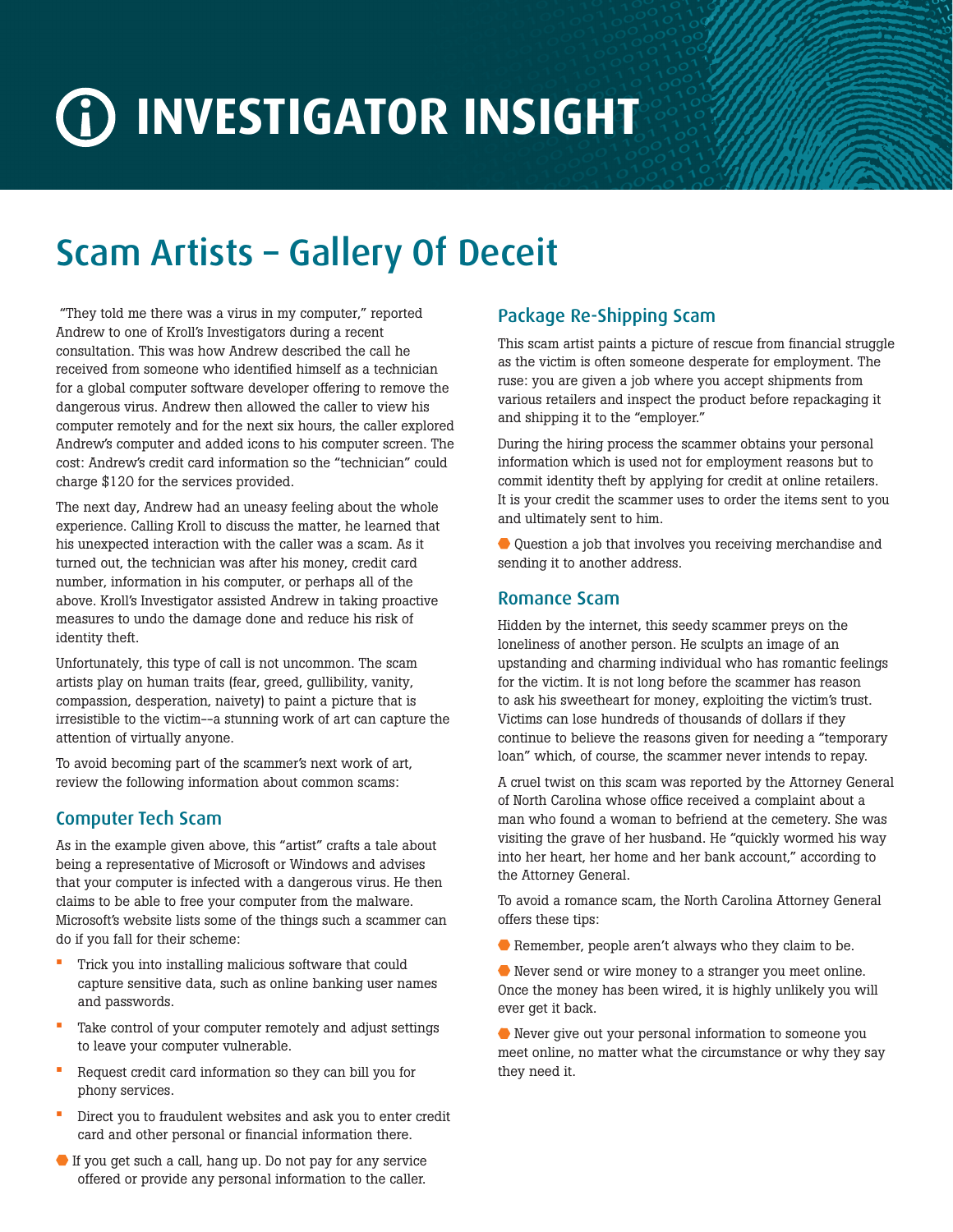# INVESTIGATOR INSIGHT

## Scam Artists – Gallery Of Deceit

"They told me there was a virus in my computer," reported Andrew to one of Kroll's Investigators during a recent consultation. This was how Andrew described the call he received from someone who identified himself as a technician for a global computer software developer offering to remove the dangerous virus. Andrew then allowed the caller to view his computer remotely and for the next six hours, the caller explored Andrew's computer and added icons to his computer screen. The cost: Andrew's credit card information so the "technician" could charge $120 for the services provided.

The next day, Andrew had an uneasy feeling about the whole experience. Calling Kroll to discuss the matter, he learned that his unexpected interaction with the caller was a scam. As it turned out, the technician was after his money, credit card number, information in his computer, or perhaps all of the above. Kroll's Investigator assisted Andrew in taking proactive measures to undo the damage done and reduce his risk of identity theft.

Unfortunately, this type of call is not uncommon. The scam artists play on human traits (fear, greed, gullibility, vanity, compassion, desperation, naivety) to paint a picture that is irresistible to the victim––a stunning work of art can capture the attention of virtually anyone.

To avoid becoming part of the scammer's next work of art, review the following information about common scams:

### Computer Tech Scam

As in the example given above, this "artist" crafts a tale about being a representative of Microsoft or Windows and advises that your computer is infected with a dangerous virus. He then claims to be able to free your computer from the malware. Microsoft's website lists some of the things such a scammer can do if you fall for their scheme:

- Trick you into installing malicious software that could capture sensitive data, such as online banking user names and passwords.
- Take control of your computer remotely and adjust settings to leave your computer vulnerable.
- Request credit card information so they can bill you for phony services.
- Direct you to fraudulent websites and ask you to enter credit card and other personal or financial information there.

- If you get such a call, hang up. Do not pay for any service offered or provide any personal information to the caller.

### Package Re-Shipping Scam

This scam artist paints a picture of rescue from financial struggle as the victim is often someone desperate for employment. The ruse: you are given a job where you accept shipments from various retailers and inspect the product before repackaging it and shipping it to the "employer."

During the hiring process the scammer obtains your personal information which is used not for employment reasons but to commit identity theft by applying for credit at online retailers. It is your credit the scammer uses to order the items sent to you and ultimately sent to him.

- Question a job that involves you receiving merchandise and sending it to another address.

### Romance Scam

Hidden by the internet, this seedy scammer preys on the loneliness of another person. He sculpts an image of an upstanding and charming individual who has romantic feelings for the victim. It is not long before the scammer has reason to ask his sweetheart for money, exploiting the victim's trust. Victims can lose hundreds of thousands of dollars if they continue to believe the reasons given for needing a "temporary loan" which, of course, the scammer never intends to repay.

A cruel twist on this scam was reported by the Attorney General of North Carolina whose office received a complaint about a man who found a woman to befriend at the cemetery. She was visiting the grave of her husband. He "quickly wormed his way into her heart, her home and her bank account," according to the Attorney General.

To avoid a romance scam, the North Carolina Attorney General offers these tips:

- Remember, people aren't always who they claim to be.
- Never send or wire money to a stranger you meet online. Once the money has been wired, it is highly unlikely you will ever get it back.
- Never give out your personal information to someone you meet online, no matter what the circumstance or why they say they need it.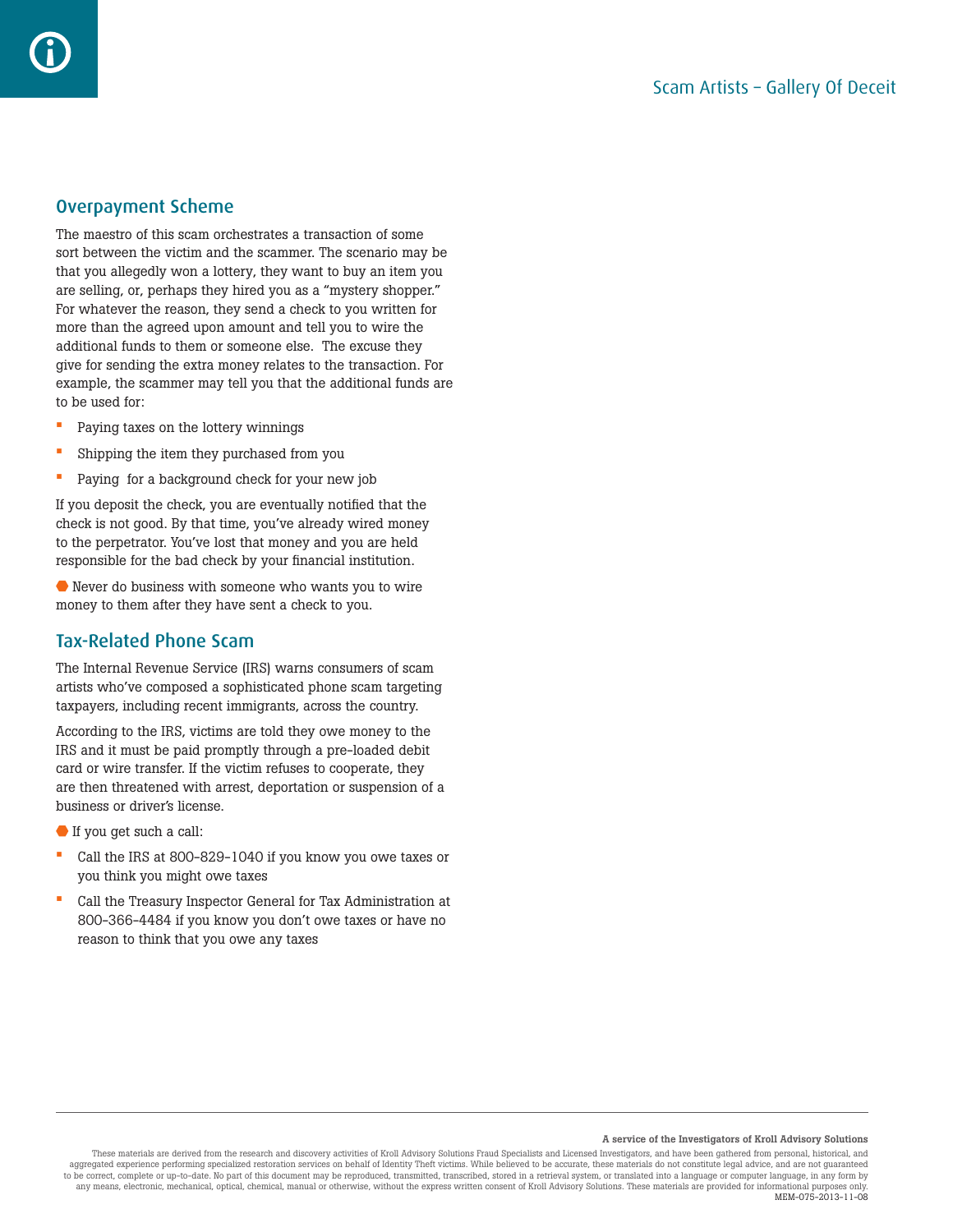## Overpayment Scheme

The maestro of this scam orchestrates a transaction of some sort between the victim and the scammer. The scenario may be that you allegedly won a lottery, they want to buy an item you are selling, or, perhaps they hired you as a "mystery shopper." For whatever the reason, they send a check to you written for more than the agreed upon amount and tell you to wire the additional funds to them or someone else. The excuse they give for sending the extra money relates to the transaction. For example, the scammer may tell you that the additional funds are to be used for:

- Paying taxes on the lottery winnings
- Shipping the item they purchased from you
- Paying for a background check for your new job

If you deposit the check, you are eventually notified that the check is not good. By that time, you've already wired money to the perpetrator. You've lost that money and you are held responsible for the bad check by your financial institution.

Never do business with someone who wants you to wire money to them after they have sent a check to you.

## Tax-Related Phone Scam

The Internal Revenue Service (IRS) warns consumers of scam artists who've composed a sophisticated phone scam targeting taxpayers, including recent immigrants, across the country.

According to the IRS, victims are told they owe money to the IRS and it must be paid promptly through a pre-loaded debit card or wire transfer. If the victim refuses to cooperate, they are then threatened with arrest, deportation or suspension of a business or driver's license.

If you get such a call:

- Call the IRS at 800-829-1040 if you know you owe taxes or you think you might owe taxes
- Call the Treasury Inspector General for Tax Administration at 800-366-4484 if you know you don't owe taxes or have no reason to think that you owe any taxes

**A service of the Investigators of Kroll Advisory Solutions**

These materials are derived from the research and discovery activities of Kroll Advisory Solutions Fraud Specialists and Licensed Investigators, and have been gathered from personal, historical, and aggregated experience performing specialized restoration services on behalf of Identity Theft victims. While believed to be accurate, these materials do not constitute legal advice, and are not guaranteed to be correct, complete or up-to-date. No part of this document may be reproduced, transmitted, transcribed, stored in a retrieval system, or translated into a language or computer language, in any form by any means, electronic, mechanical, optical, chemical, manual or otherwise, without the express written consent of Kroll Advisory Solutions. These materials are provided for informational purposes only.

MEM-075-2013-11-08